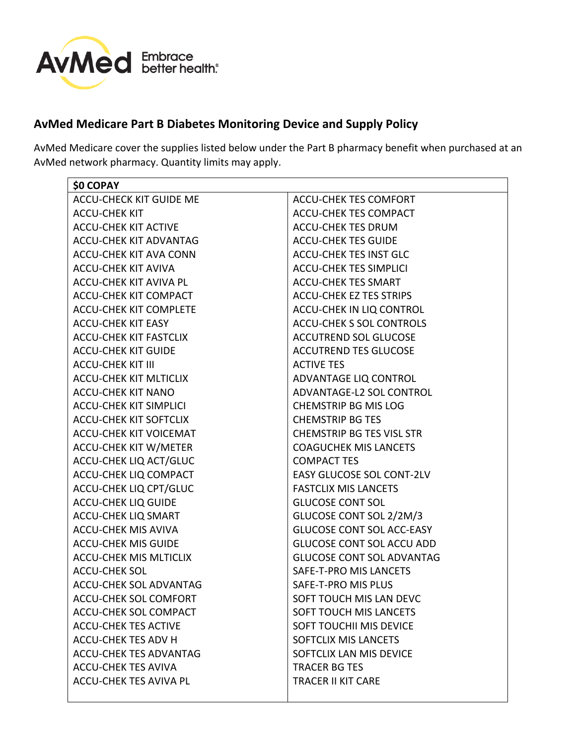## AvMed Medicare Part B Diabetes Monitoring Device and Supply Policy

AvMed Medicare cover the supplies listed below under the Part B pharmacy benefit when purchased at an AvMed network pharmacy. Quantity limits may apply.

| $0 COPAY | |
|---|---|
| ACCU-CHECK KIT GUIDE ME | ACCU-CHEK TES COMFORT |
| ACCU-CHEK KIT | ACCU-CHEK TES COMPACT |
| ACCU-CHEK KIT ACTIVE | ACCU-CHEK TES DRUM |
| ACCU-CHEK KIT ADVANTAG | ACCU-CHEK TES GUIDE |
| ACCU-CHEK KIT AVA CONN | ACCU-CHEK TES INST GLC |
| ACCU-CHEK KIT AVIVA | ACCU-CHEK TES SIMPLICI |
| ACCU-CHEK KIT AVIVA PL | ACCU-CHEK TES SMART |
| ACCU-CHEK KIT COMPACT | ACCU-CHEK EZ TES STRIPS |
| ACCU-CHEK KIT COMPLETE | ACCU-CHEK IN LIQ CONTROL |
| ACCU-CHEK KIT EASY | ACCU-CHEK S SOL CONTROLS |
| ACCU-CHEK KIT FASTCLIX | ACCUTREND SOL GLUCOSE |
| ACCU-CHEK KIT GUIDE | ACCUTREND TES GLUCOSE |
| ACCU-CHEK KIT III | ACTIVE TES |
| ACCU-CHEK KIT MLTICLIX | ADVANTAGE LIQ CONTROL |
| ACCU-CHEK KIT NANO | ADVANTAGE-L2 SOL CONTROL |
| ACCU-CHEK KIT SIMPLICI | CHEMSTRIP BG MIS LOG |
| ACCU-CHEK KIT SOFTCLIX | CHEMSTRIP BG TES |
| ACCU-CHEK KIT VOICEMAT | CHEMSTRIP BG TES VISL STR |
| ACCU-CHEK KIT W/METER | COAGUCHEK MIS LANCETS |
| ACCU-CHEK LIQ ACT/GLUC | COMPACT TES |
| ACCU-CHEK LIQ COMPACT | EASY GLUCOSE SOL CONT-2LV |
| ACCU-CHEK LIQ CPT/GLUC | FASTCLIX MIS LANCETS |
| ACCU-CHEK LIQ GUIDE | GLUCOSE CONT SOL |
| ACCU-CHEK LIQ SMART | GLUCOSE CONT SOL 2/2M/3 |
| ACCU-CHEK MIS AVIVA | GLUCOSE CONT SOL ACC-EASY |
| ACCU-CHEK MIS GUIDE | GLUCOSE CONT SOL ACCU ADD |
| ACCU-CHEK MIS MLTICLIX | GLUCOSE CONT SOL ADVANTAG |
| ACCU-CHEK SOL | SAFE-T-PRO MIS LANCETS |
| ACCU-CHEK SOL ADVANTAG | SAFE-T-PRO MIS PLUS |
| ACCU-CHEK SOL COMFORT | SOFT TOUCH MIS LAN DEVC |
| ACCU-CHEK SOL COMPACT | SOFT TOUCH MIS LANCETS |
| ACCU-CHEK TES ACTIVE | SOFT TOUCHII MIS DEVICE |
| ACCU-CHEK TES ADV H | SOFTCLIX MIS LANCETS |
| ACCU-CHEK TES ADVANTAG | SOFTCLIX LAN MIS DEVICE |
| ACCU-CHEK TES AVIVA | TRACER BG TES |
| ACCU-CHEK TES AVIVA PL | TRACER II KIT CARE |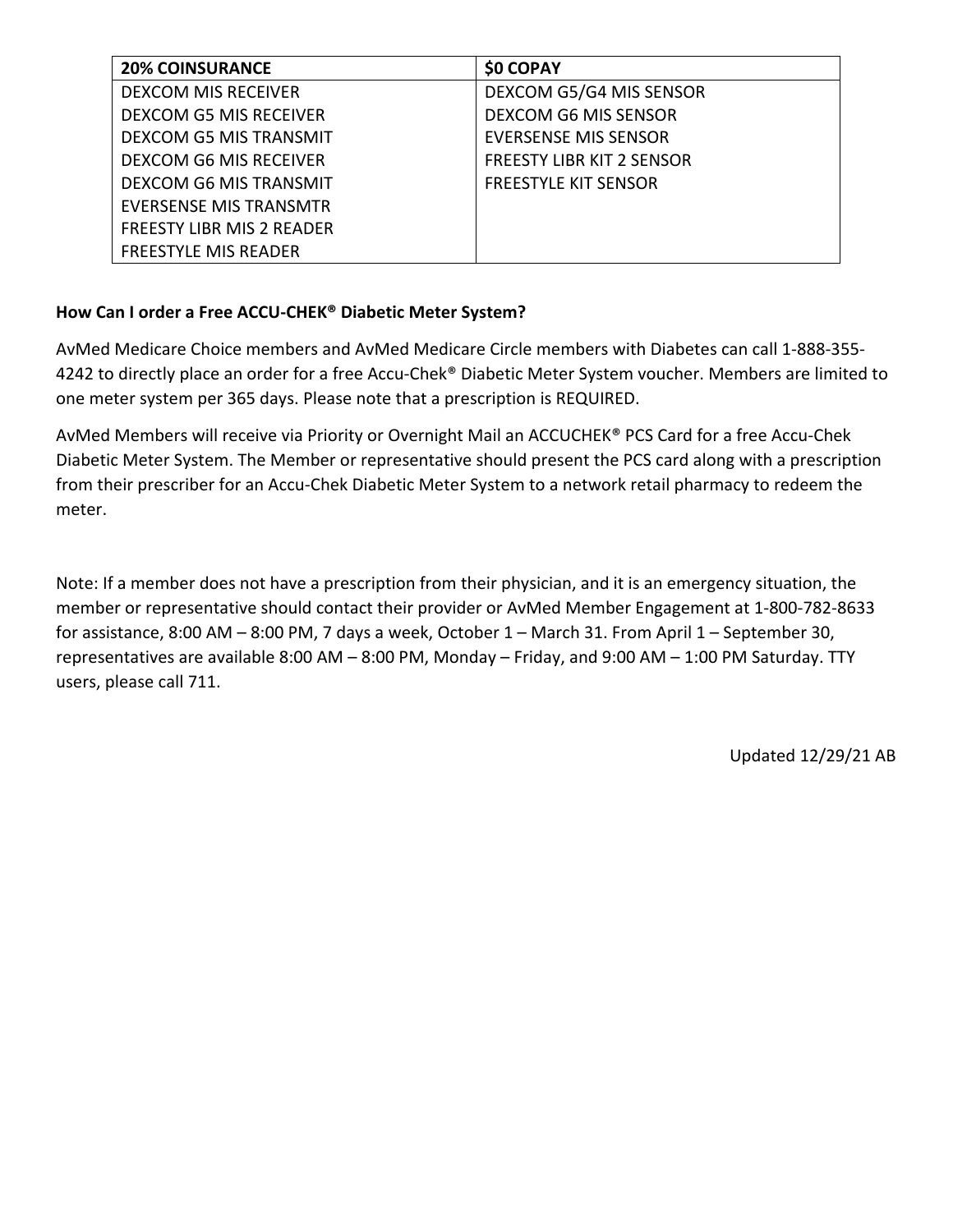| 20% COINSURANCE | $0 COPAY |
|---|---|
| DEXCOM MIS RECEIVER | DEXCOM G5/G4 MIS SENSOR |
| DEXCOM G5 MIS RECEIVER | DEXCOM G6 MIS SENSOR |
| DEXCOM G5 MIS TRANSMIT | EVERSENSE MIS SENSOR |
| DEXCOM G6 MIS RECEIVER | FREESTY LIBR KIT 2 SENSOR |
| DEXCOM G6 MIS TRANSMIT | FREESTYLE KIT SENSOR |
| EVERSENSE MIS TRANSMTR | |
| FREESTY LIBR MIS 2 READER | |
| FREESTYLE MIS READER | |

**How Can I order a Free ACCU-CHEK® Diabetic Meter System?**

AvMed Medicare Choice members and AvMed Medicare Circle members with Diabetes can call 1-888-355-4242 to directly place an order for a free Accu-Chek® Diabetic Meter System voucher. Members are limited to one meter system per 365 days. Please note that a prescription is REQUIRED.

AvMed Members will receive via Priority or Overnight Mail an ACCUCHEK® PCS Card for a free Accu-Chek Diabetic Meter System. The Member or representative should present the PCS card along with a prescription from their prescriber for an Accu-Chek Diabetic Meter System to a network retail pharmacy to redeem the meter.

Note: If a member does not have a prescription from their physician, and it is an emergency situation, the member or representative should contact their provider or AvMed Member Engagement at 1-800-782-8633 for assistance, 8:00 AM – 8:00 PM, 7 days a week, October 1 – March 31. From April 1 – September 30, representatives are available 8:00 AM – 8:00 PM, Monday – Friday, and 9:00 AM – 1:00 PM Saturday. TTY users, please call 711.

Updated 12/29/21 AB